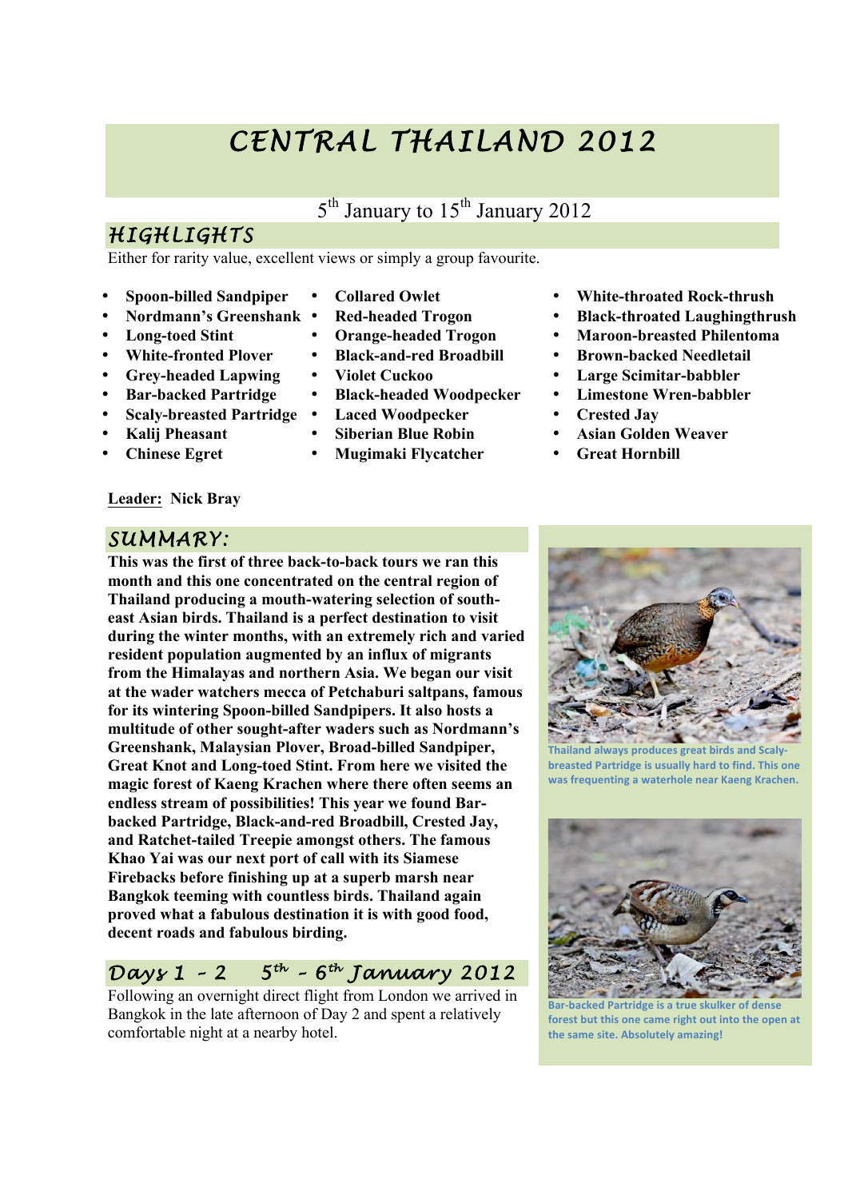# CENTRAL THAILAND 2012

5th January to 15th January 2012

## HIGHLIGHTS

Either for rarity value, excellent views or simply a group favourite.

- **Spoon-billed Sandpiper**
- **Nordmann's Greenshank**
- **Long-toed Stint**
- **White-fronted Plover**
- **Grey-headed Lapwing**
- **Bar-backed Partridge**
- **Scaly-breasted Partridge**
- **Kalij Pheasant**
- **Chinese Egret**
- **Collared Owlet**
- **Red-headed Trogon**
- **Orange-headed Trogon**
- **Black-and-red Broadbill**
- **Violet Cuckoo**
- **Black-headed Woodpecker**
- **Laced Woodpecker**
- **Siberian Blue Robin**
- **Mugimaki Flycatcher**
- **White-throated Rock-thrush**
- **Black-throated Laughingthrush**
- **Maroon-breasted Philentoma**
- **Brown-backed Needletail**
- **Large Scimitar-babbler**
- **Limestone Wren-babbler**
- **Crested Jay**
- **Asian Golden Weaver**
- **Great Hornbill**

**Leader:** **Nick Bray**

## SUMMARY:

**This was the first of three back-to-back tours we ran this month and this one concentrated on the central region of Thailand producing a mouth-watering selection of south-east Asian birds. Thailand is a perfect destination to visit during the winter months, with an extremely rich and varied resident population augmented by an influx of migrants from the Himalayas and northern Asia. We began our visit at the wader watchers mecca of Petchaburi saltpans, famous for its wintering Spoon-billed Sandpipers. It also hosts a multitude of other sought-after waders such as Nordmann's Greenshank, Malaysian Plover, Broad-billed Sandpiper, Great Knot and Long-toed Stint. From here we visited the magic forest of Kaeng Krachen where there often seems an endless stream of possibilities! This year we found Bar-backed Partridge, Black-and-red Broadbill, Crested Jay, and Ratchet-tailed Treepie amongst others. The famous Khao Yai was our next port of call with its Siamese Firebacks before finishing up at a superb marsh near Bangkok teeming with countless birds. Thailand again proved what a fabulous destination it is with good food, decent roads and fabulous birding.**

Thailand always produces great birds and Scaly-breasted Partridge is usually hard to find. This one was frequenting a waterhole near Kaeng Krachen.

Bar-backed Partridge is a true skulker of dense forest but this one came right out into the open at the same site. Absolutely amazing!

## Days 1 – 2 5th – 6th January 2012

Following an overnight direct flight from London we arrived in Bangkok in the late afternoon of Day 2 and spent a relatively comfortable night at a nearby hotel.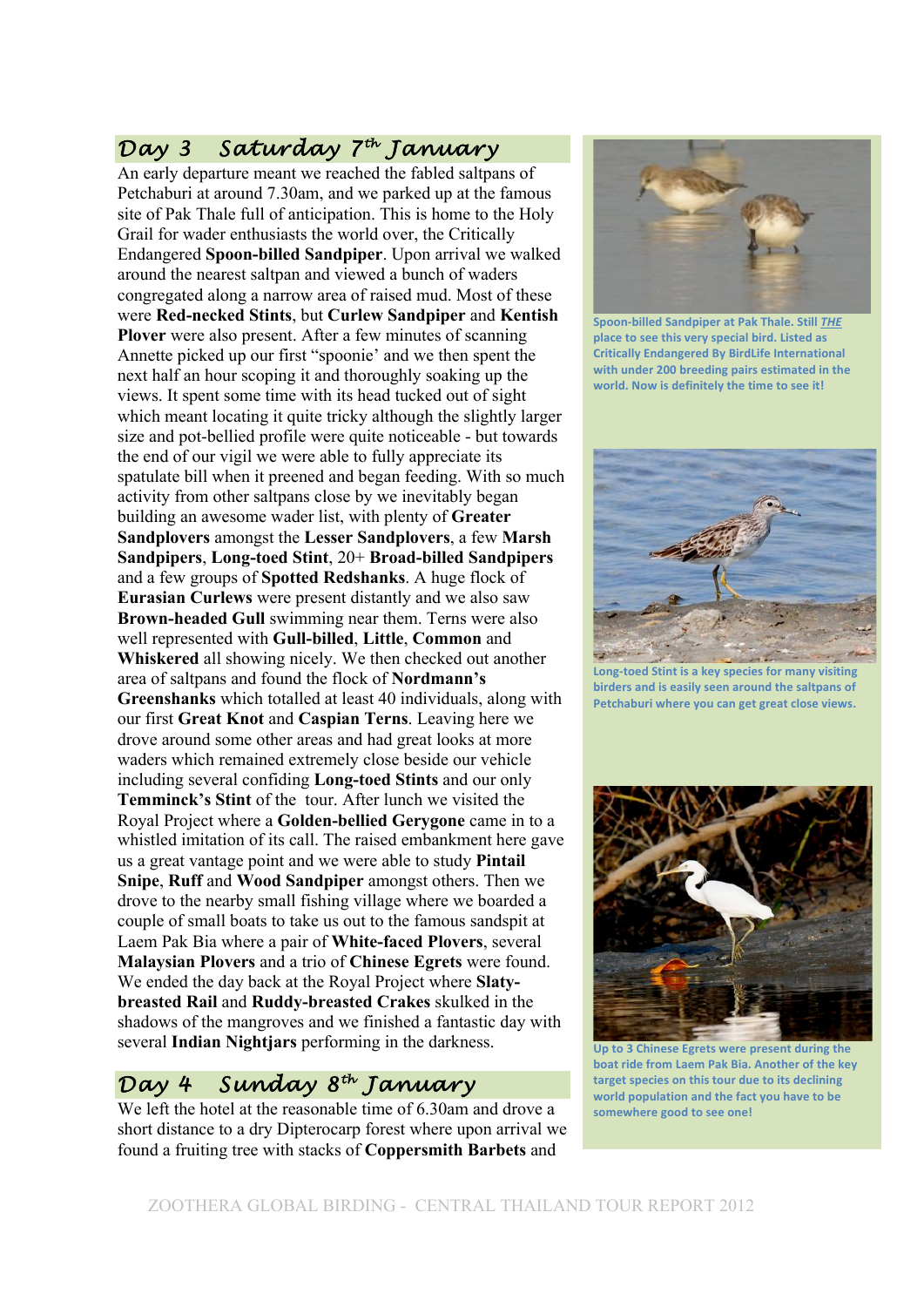## Day 3 Saturday 7th January

An early departure meant we reached the fabled saltpans of Petchaburi at around 7.30am, and we parked up at the famous site of Pak Thale full of anticipation. This is home to the Holy Grail for wader enthusiasts the world over, the Critically Endangered **Spoon-billed Sandpiper**. Upon arrival we walked around the nearest saltpan and viewed a bunch of waders congregated along a narrow area of raised mud. Most of these were **Red-necked Stints**, but **Curlew Sandpiper** and **Kentish Plover** were also present. After a few minutes of scanning Annette picked up our first "spoonie' and we then spent the next half an hour scoping it and thoroughly soaking up the views. It spent some time with its head tucked out of sight which meant locating it quite tricky although the slightly larger size and pot-bellied profile were quite noticeable - but towards the end of our vigil we were able to fully appreciate its spatulate bill when it preened and began feeding. With so much activity from other saltpans close by we inevitably began building an awesome wader list, with plenty of **Greater Sandplovers** amongst the **Lesser Sandplovers**, a few **Marsh Sandpipers**, **Long-toed Stint**, 20+ **Broad-billed Sandpipers** and a few groups of **Spotted Redshanks**. A huge flock of **Eurasian Curlews** were present distantly and we also saw **Brown-headed Gull** swimming near them. Terns were also well represented with **Gull-billed**, **Little**, **Common** and **Whiskered** all showing nicely. We then checked out another area of saltpans and found the flock of **Nordmann's Greenshanks** which totalled at least 40 individuals, along with our first **Great Knot** and **Caspian Terns**. Leaving here we drove around some other areas and had great looks at more waders which remained extremely close beside our vehicle including several confiding **Long-toed Stints** and our only **Temminck's Stint** of the tour. After lunch we visited the Royal Project where a **Golden-bellied Gerygone** came in to a whistled imitation of its call. The raised embankment here gave us a great vantage point and we were able to study **Pintail Snipe**, **Ruff** and **Wood Sandpiper** amongst others. Then we drove to the nearby small fishing village where we boarded a couple of small boats to take us out to the famous sandspit at Laem Pak Bia where a pair of **White-faced Plovers**, several **Malaysian Plovers** and a trio of **Chinese Egrets** were found. We ended the day back at the Royal Project where **Slaty-breasted Rail** and **Ruddy-breasted Crakes** skulked in the shadows of the mangroves and we finished a fantastic day with several **Indian Nightjars** performing in the darkness.

Spoon-billed Sandpiper at Pak Thale. Still *THE* place to see this very special bird. Listed as Critically Endangered By BirdLife International with under 200 breeding pairs estimated in the world. Now is definitely the time to see it!

Long-toed Stint is a key species for many visiting birders and is easily seen around the saltpans of Petchaburi where you can get great close views.

Up to 3 Chinese Egrets were present during the boat ride from Laem Pak Bia. Another of the key target species on this tour due to its declining world population and the fact you have to be somewhere good to see one!

## Day 4 Sunday 8th January

We left the hotel at the reasonable time of 6.30am and drove a short distance to a dry Dipterocarp forest where upon arrival we found a fruiting tree with stacks of **Coppersmith Barbets** and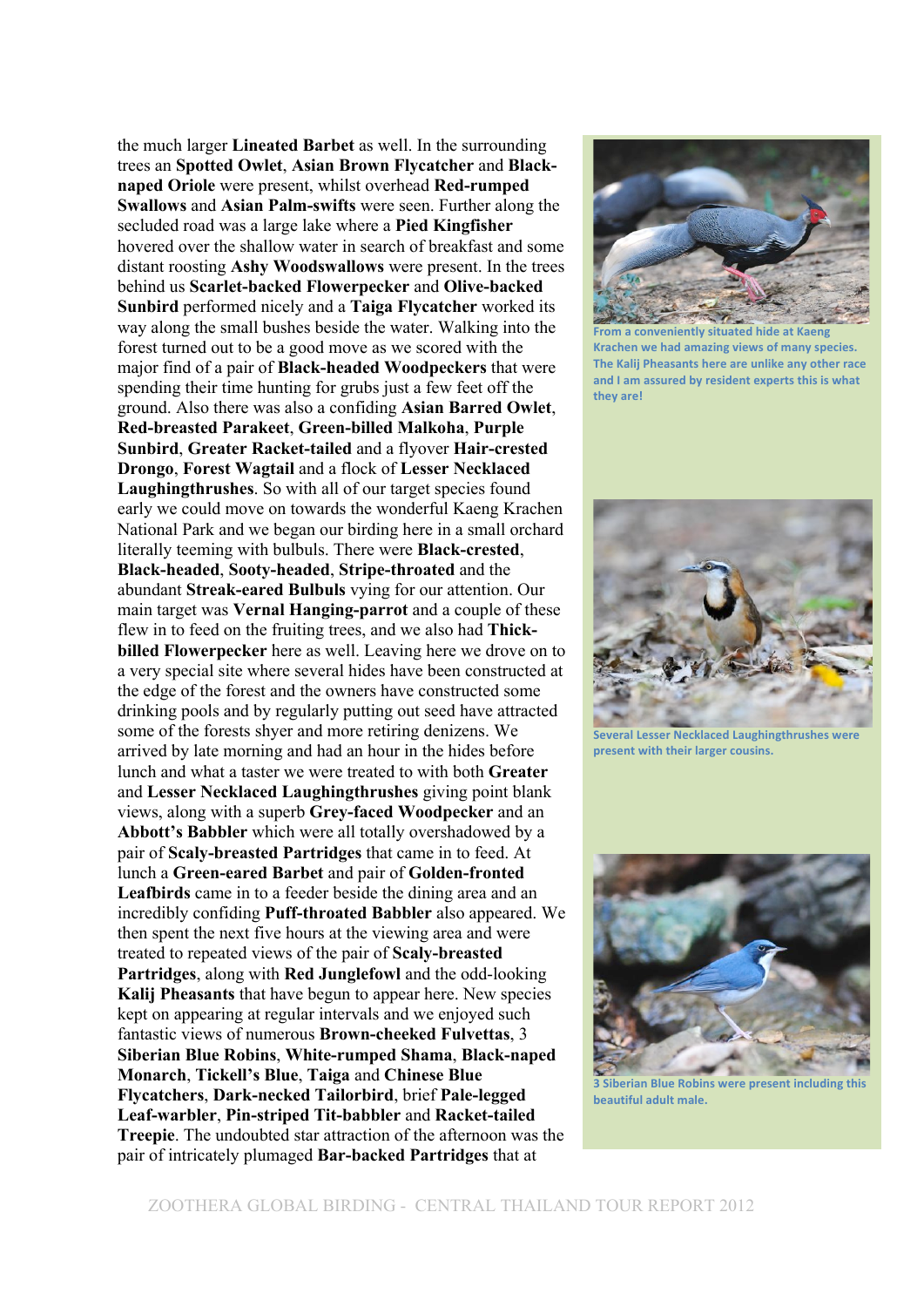the much larger **Lineated Barbet** as well. In the surrounding trees an **Spotted Owlet**, **Asian Brown Flycatcher** and **Black-naped Oriole** were present, whilst overhead **Red-rumped Swallows** and **Asian Palm-swifts** were seen. Further along the secluded road was a large lake where a **Pied Kingfisher** hovered over the shallow water in search of breakfast and some distant roosting **Ashy Woodswallows** were present. In the trees behind us **Scarlet-backed Flowerpecker** and **Olive-backed Sunbird** performed nicely and a **Taiga Flycatcher** worked its way along the small bushes beside the water. Walking into the forest turned out to be a good move as we scored with the major find of a pair of **Black-headed Woodpeckers** that were spending their time hunting for grubs just a few feet off the ground. Also there was also a confiding **Asian Barred Owlet**, **Red-breasted Parakeet**, **Green-billed Malkoha**, **Purple Sunbird**, **Greater Racket-tailed** and a flyover **Hair-crested Drongo**, **Forest Wagtail** and a flock of **Lesser Necklaced Laughingthrushes**. So with all of our target species found early we could move on towards the wonderful Kaeng Krachen National Park and we began our birding here in a small orchard literally teeming with bulbuls. There were **Black-crested**, **Black-headed**, **Sooty-headed**, **Stripe-throated** and the abundant **Streak-eared Bulbuls** vying for our attention. Our main target was **Vernal Hanging-parrot** and a couple of these flew in to feed on the fruiting trees, and we also had **Thick-billed Flowerpecker** here as well. Leaving here we drove on to a very special site where several hides have been constructed at the edge of the forest and the owners have constructed some drinking pools and by regularly putting out seed have attracted some of the forests shyer and more retiring denizens. We arrived by late morning and had an hour in the hides before lunch and what a taster we were treated to with both **Greater** and **Lesser Necklaced Laughingthrushes** giving point blank views, along with a superb **Grey-faced Woodpecker** and an **Abbott's Babbler** which were all totally overshadowed by a pair of **Scaly-breasted Partridges** that came in to feed. At lunch a **Green-eared Barbet** and pair of **Golden-fronted Leafbirds** came in to a feeder beside the dining area and an incredibly confiding **Puff-throated Babbler** also appeared. We then spent the next five hours at the viewing area and were treated to repeated views of the pair of **Scaly-breasted Partridges**, along with **Red Junglefowl** and the odd-looking **Kalij Pheasants** that have begun to appear here. New species kept on appearing at regular intervals and we enjoyed such fantastic views of numerous **Brown-cheeked Fulvettas**, 3 **Siberian Blue Robins**, **White-rumped Shama**, **Black-naped Monarch**, **Tickell's Blue**, **Taiga** and **Chinese Blue Flycatchers**, **Dark-necked Tailorbird**, brief **Pale-legged Leaf-warbler**, **Pin-striped Tit-babbler** and **Racket-tailed Treepie**. The undoubted star attraction of the afternoon was the pair of intricately plumaged **Bar-backed Partridges** that at

From a conveniently situated hide at Kaeng Krachen we had amazing views of many species. The Kalij Pheasants here are unlike any other race and I am assured by resident experts this is what they are!

Several Lesser Necklaced Laughingthrushes were present with their larger cousins.

3 Siberian Blue Robins were present including this beautiful adult male.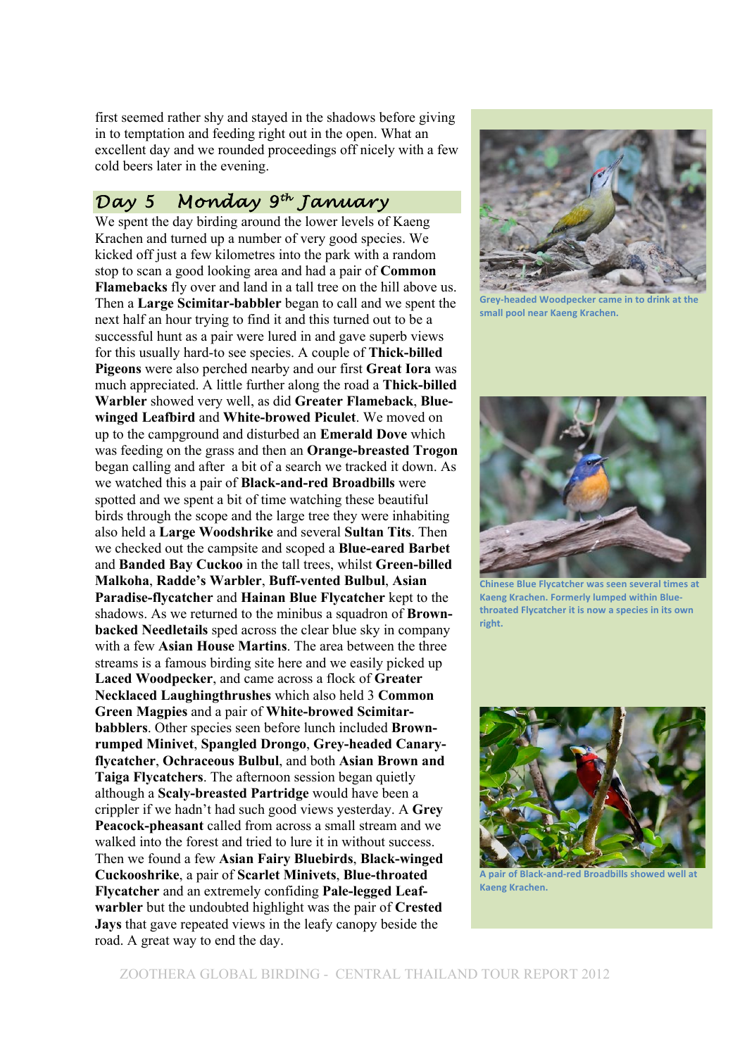first seemed rather shy and stayed in the shadows before giving in to temptation and feeding right out in the open. What an excellent day and we rounded proceedings off nicely with a few cold beers later in the evening.

## Day 5 Monday 9th January

We spent the day birding around the lower levels of Kaeng Krachen and turned up a number of very good species. We kicked off just a few kilometres into the park with a random stop to scan a good looking area and had a pair of **Common Flamebacks** fly over and land in a tall tree on the hill above us. Then a **Large Scimitar-babbler** began to call and we spent the next half an hour trying to find it and this turned out to be a successful hunt as a pair were lured in and gave superb views for this usually hard-to see species. A couple of **Thick-billed Pigeons** were also perched nearby and our first **Great Iora** was much appreciated. A little further along the road a **Thick-billed Warbler** showed very well, as did **Greater Flameback**, **Blue-winged Leafbird** and **White-browed Piculet**. We moved on up to the campground and disturbed an **Emerald Dove** which was feeding on the grass and then an **Orange-breasted Trogon** began calling and after a bit of a search we tracked it down. As we watched this a pair of **Black-and-red Broadbills** were spotted and we spent a bit of time watching these beautiful birds through the scope and the large tree they were inhabiting also held a **Large Woodshrike** and several **Sultan Tits**. Then we checked out the campsite and scoped a **Blue-eared Barbet** and **Banded Bay Cuckoo** in the tall trees, whilst **Green-billed Malkoha**, **Radde's Warbler**, **Buff-vented Bulbul**, **Asian Paradise-flycatcher** and **Hainan Blue Flycatcher** kept to the shadows. As we returned to the minibus a squadron of **Brown-backed Needletails** sped across the clear blue sky in company with a few **Asian House Martins**. The area between the three streams is a famous birding site here and we easily picked up **Laced Woodpecker**, and came across a flock of **Greater Necklaced Laughingthrushes** which also held 3 **Common Green Magpies** and a pair of **White-browed Scimitar-babblers**. Other species seen before lunch included **Brown-rumped Minivet**, **Spangled Drongo**, **Grey-headed Canary-flycatcher**, **Ochraceous Bulbul**, and both **Asian Brown and Taiga Flycatchers**. The afternoon session began quietly although a **Scaly-breasted Partridge** would have been a crippler if we hadn't had such good views yesterday. A **Grey Peacock-pheasant** called from across a small stream and we walked into the forest and tried to lure it in without success. Then we found a few **Asian Fairy Bluebirds**, **Black-winged Cuckooshrike**, a pair of **Scarlet Minivets**, **Blue-throated Flycatcher** and an extremely confiding **Pale-legged Leaf-warbler** but the undoubted highlight was the pair of **Crested Jays** that gave repeated views in the leafy canopy beside the road. A great way to end the day.

Grey-headed Woodpecker came in to drink at the small pool near Kaeng Krachen.

Chinese Blue Flycatcher was seen several times at Kaeng Krachen. Formerly lumped within Blue-throated Flycatcher it is now a species in its own right.

A pair of Black-and-red Broadbills showed well at Kaeng Krachen.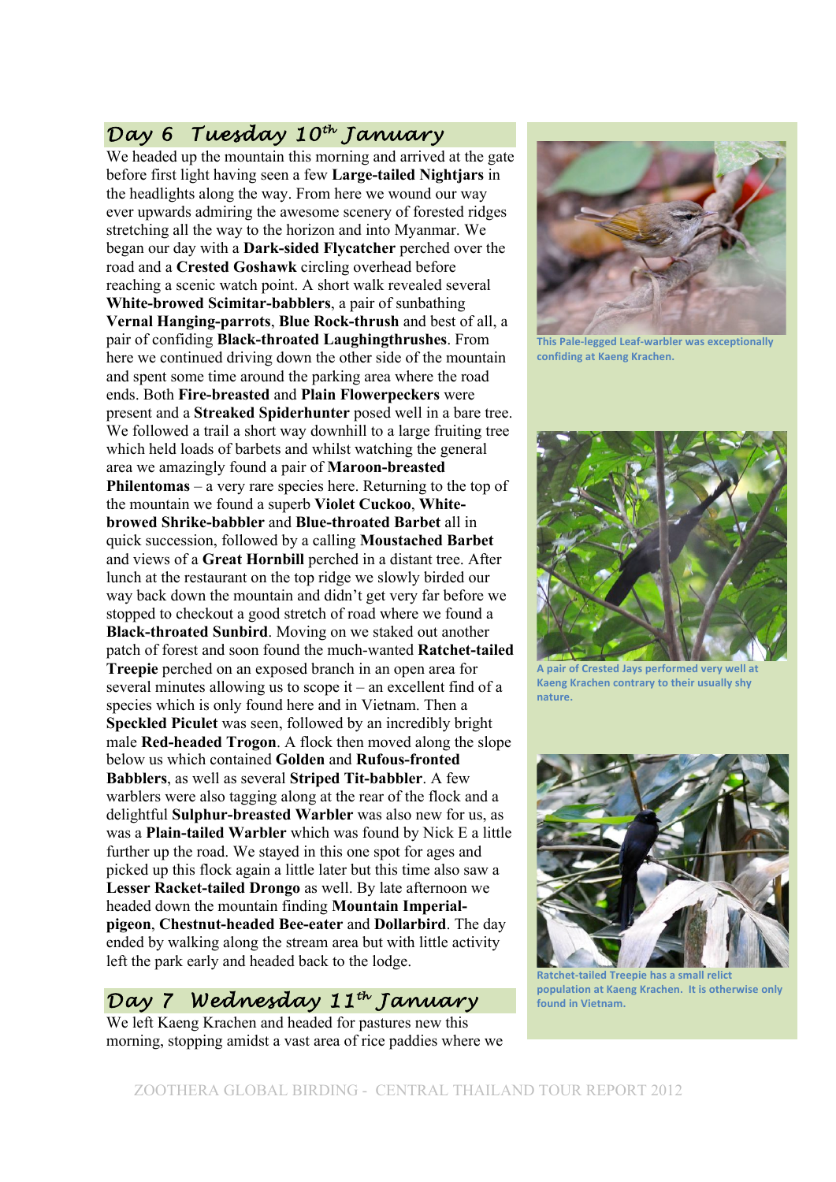## Day 6 Tuesday 10th January

We headed up the mountain this morning and arrived at the gate before first light having seen a few **Large-tailed Nightjars** in the headlights along the way. From here we wound our way ever upwards admiring the awesome scenery of forested ridges stretching all the way to the horizon and into Myanmar. We began our day with a **Dark-sided Flycatcher** perched over the road and a **Crested Goshawk** circling overhead before reaching a scenic watch point. A short walk revealed several **White-browed Scimitar-babblers**, a pair of sunbathing **Vernal Hanging-parrots**, **Blue Rock-thrush** and best of all, a pair of confiding **Black-throated Laughingthrushes**. From here we continued driving down the other side of the mountain and spent some time around the parking area where the road ends. Both **Fire-breasted** and **Plain Flowerpeckers** were present and a **Streaked Spiderhunter** posed well in a bare tree. We followed a trail a short way downhill to a large fruiting tree which held loads of barbets and whilst watching the general area we amazingly found a pair of **Maroon-breasted Philentomas** – a very rare species here. Returning to the top of the mountain we found a superb **Violet Cuckoo**, **White-browed Shrike-babbler** and **Blue-throated Barbet** all in quick succession, followed by a calling **Moustached Barbet** and views of a **Great Hornbill** perched in a distant tree. After lunch at the restaurant on the top ridge we slowly birded our way back down the mountain and didn't get very far before we stopped to checkout a good stretch of road where we found a **Black-throated Sunbird**. Moving on we staked out another patch of forest and soon found the much-wanted **Ratchet-tailed Treepie** perched on an exposed branch in an open area for several minutes allowing us to scope it – an excellent find of a species which is only found here and in Vietnam. Then a **Speckled Piculet** was seen, followed by an incredibly bright male **Red-headed Trogon**. A flock then moved along the slope below us which contained **Golden** and **Rufous-fronted Babblers**, as well as several **Striped Tit-babbler**. A few warblers were also tagging along at the rear of the flock and a delightful **Sulphur-breasted Warbler** was also new for us, as was a **Plain-tailed Warbler** which was found by Nick E a little further up the road. We stayed in this one spot for ages and picked up this flock again a little later but this time also saw a **Lesser Racket-tailed Drongo** as well. By late afternoon we headed down the mountain finding **Mountain Imperial-pigeon**, **Chestnut-headed Bee-eater** and **Dollarbird**. The day ended by walking along the stream area but with little activity left the park early and headed back to the lodge.

This Pale-legged Leaf-warbler was exceptionally confiding at Kaeng Krachen.

A pair of Crested Jays performed very well at Kaeng Krachen contrary to their usually shy nature.

Ratchet-tailed Treepie has a small relict population at Kaeng Krachen. It is otherwise only found in Vietnam.

## Day 7 Wednesday 11th January

We left Kaeng Krachen and headed for pastures new this morning, stopping amidst a vast area of rice paddies where we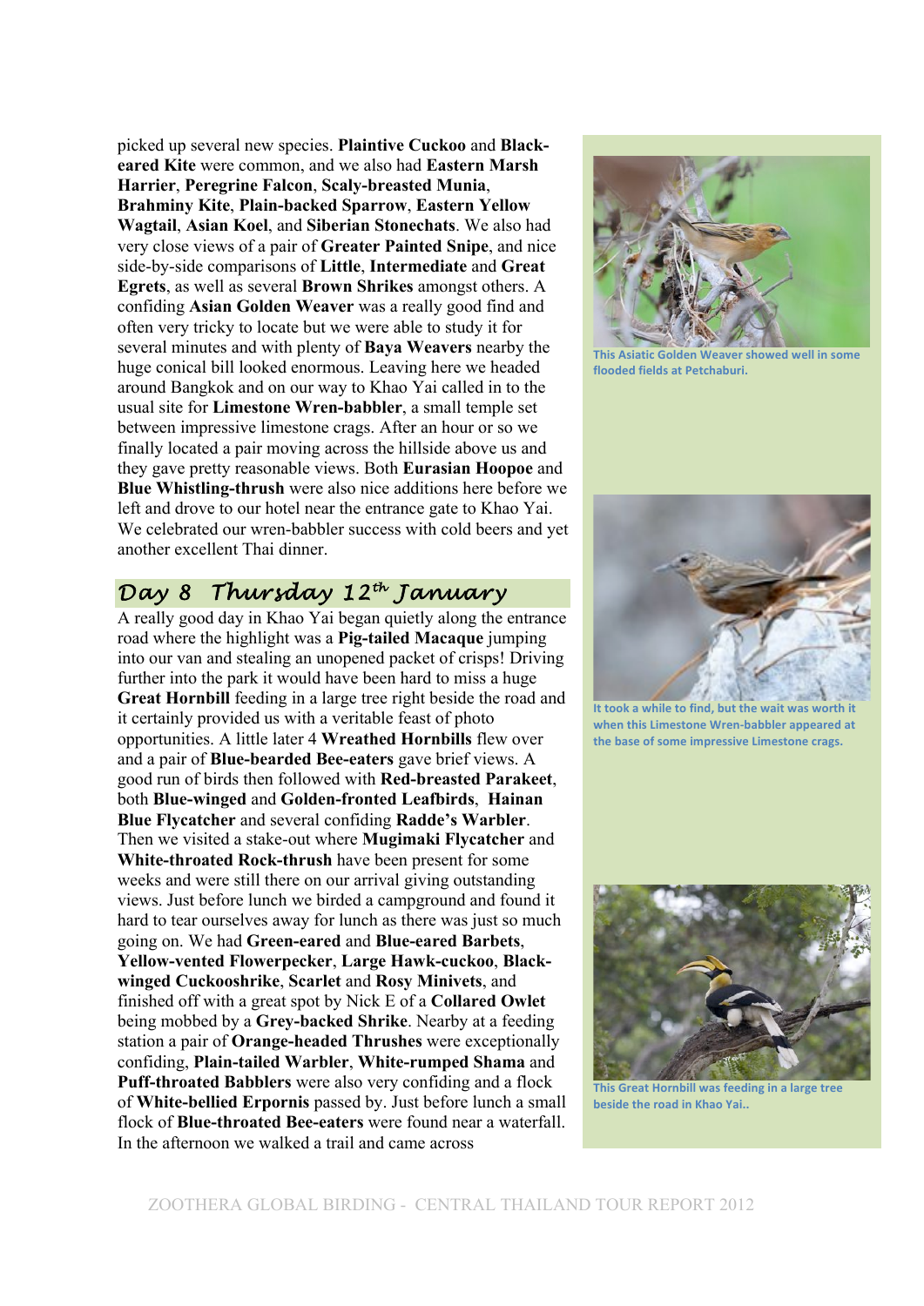picked up several new species. **Plaintive Cuckoo** and **Black-eared Kite** were common, and we also had **Eastern Marsh Harrier**, **Peregrine Falcon**, **Scaly-breasted Munia**, **Brahminy Kite**, **Plain-backed Sparrow**, **Eastern Yellow Wagtail**, **Asian Koel**, and **Siberian Stonechats**. We also had very close views of a pair of **Greater Painted Snipe**, and nice side-by-side comparisons of **Little**, **Intermediate** and **Great Egrets**, as well as several **Brown Shrikes** amongst others. A confiding **Asian Golden Weaver** was a really good find and often very tricky to locate but we were able to study it for several minutes and with plenty of **Baya Weavers** nearby the huge conical bill looked enormous. Leaving here we headed around Bangkok and on our way to Khao Yai called in to the usual site for **Limestone Wren-babbler**, a small temple set between impressive limestone crags. After an hour or so we finally located a pair moving across the hillside above us and they gave pretty reasonable views. Both **Eurasian Hoopoe** and **Blue Whistling-thrush** were also nice additions here before we left and drove to our hotel near the entrance gate to Khao Yai. We celebrated our wren-babbler success with cold beers and yet another excellent Thai dinner.

This Asiatic Golden Weaver showed well in some flooded fields at Petchaburi.

It took a while to find, but the wait was worth it when this Limestone Wren-babbler appeared at the base of some impressive Limestone crags.

This Great Hornbill was feeding in a large tree beside the road in Khao Yai..

## Day 8 Thursday 12th January

A really good day in Khao Yai began quietly along the entrance road where the highlight was a **Pig-tailed Macaque** jumping into our van and stealing an unopened packet of crisps! Driving further into the park it would have been hard to miss a huge **Great Hornbill** feeding in a large tree right beside the road and it certainly provided us with a veritable feast of photo opportunities. A little later 4 **Wreathed Hornbills** flew over and a pair of **Blue-bearded Bee-eaters** gave brief views. A good run of birds then followed with **Red-breasted Parakeet**, both **Blue-winged** and **Golden-fronted Leafbirds**, **Hainan Blue Flycatcher** and several confiding **Radde's Warbler**. Then we visited a stake-out where **Mugimaki Flycatcher** and **White-throated Rock-thrush** have been present for some weeks and were still there on our arrival giving outstanding views. Just before lunch we birded a campground and found it hard to tear ourselves away for lunch as there was just so much going on. We had **Green-eared** and **Blue-eared Barbets**, **Yellow-vented Flowerpecker**, **Large Hawk-cuckoo**, **Black-winged Cuckooshrike**, **Scarlet** and **Rosy Minivets**, and finished off with a great spot by Nick E of a **Collared Owlet** being mobbed by a **Grey-backed Shrike**. Nearby at a feeding station a pair of **Orange-headed Thrushes** were exceptionally confiding, **Plain-tailed Warbler**, **White-rumped Shama** and **Puff-throated Babblers** were also very confiding and a flock of **White-bellied Erpornis** passed by. Just before lunch a small flock of **Blue-throated Bee-eaters** were found near a waterfall. In the afternoon we walked a trail and came across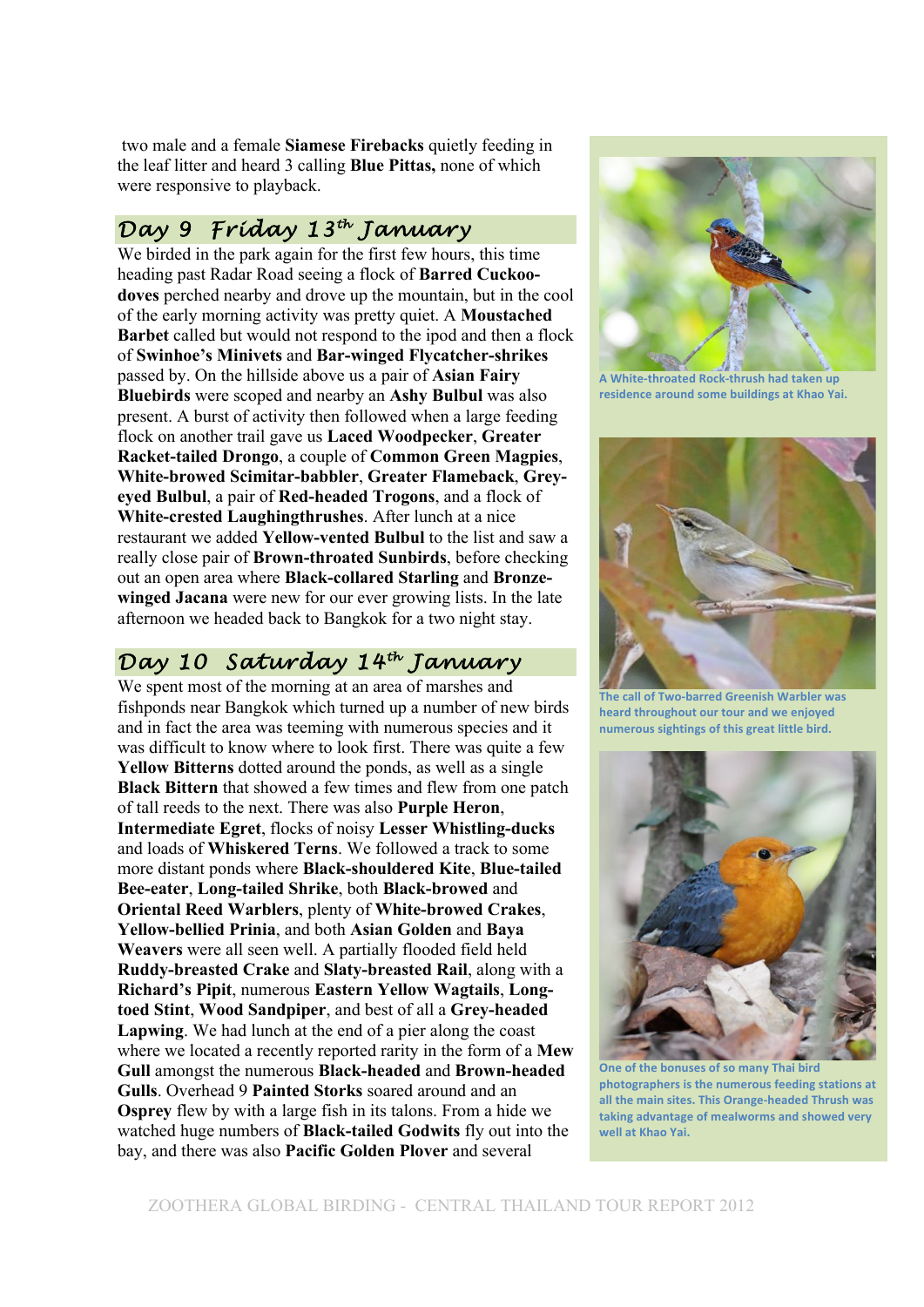two male and a female **Siamese Firebacks** quietly feeding in the leaf litter and heard 3 calling **Blue Pittas,** none of which were responsive to playback.

## Day 9 Friday 13th January

We birded in the park again for the first few hours, this time heading past Radar Road seeing a flock of **Barred Cuckoo-doves** perched nearby and drove up the mountain, but in the cool of the early morning activity was pretty quiet. A **Moustached Barbet** called but would not respond to the ipod and then a flock of **Swinhoe's Minivets** and **Bar-winged Flycatcher-shrikes** passed by. On the hillside above us a pair of **Asian Fairy Bluebirds** were scoped and nearby an **Ashy Bulbul** was also present. A burst of activity then followed when a large feeding flock on another trail gave us **Laced Woodpecker**, **Greater Racket-tailed Drongo**, a couple of **Common Green Magpies**, **White-browed Scimitar-babbler**, **Greater Flameback**, **Grey-eyed Bulbul**, a pair of **Red-headed Trogons**, and a flock of **White-crested Laughingthrushes**. After lunch at a nice restaurant we added **Yellow-vented Bulbul** to the list and saw a really close pair of **Brown-throated Sunbirds**, before checking out an open area where **Black-collared Starling** and **Bronze-winged Jacana** were new for our ever growing lists. In the late afternoon we headed back to Bangkok for a two night stay.

## Day 10 Saturday 14th January

We spent most of the morning at an area of marshes and fishponds near Bangkok which turned up a number of new birds and in fact the area was teeming with numerous species and it was difficult to know where to look first. There was quite a few **Yellow Bitterns** dotted around the ponds, as well as a single **Black Bittern** that showed a few times and flew from one patch of tall reeds to the next. There was also **Purple Heron**, **Intermediate Egret**, flocks of noisy **Lesser Whistling-ducks** and loads of **Whiskered Terns**. We followed a track to some more distant ponds where **Black-shouldered Kite**, **Blue-tailed Bee-eater**, **Long-tailed Shrike**, both **Black-browed** and **Oriental Reed Warblers**, plenty of **White-browed Crakes**, **Yellow-bellied Prinia**, and both **Asian Golden** and **Baya Weavers** were all seen well. A partially flooded field held **Ruddy-breasted Crake** and **Slaty-breasted Rail**, along with a **Richard's Pipit**, numerous **Eastern Yellow Wagtails**, **Long-toed Stint**, **Wood Sandpiper**, and best of all a **Grey-headed Lapwing**. We had lunch at the end of a pier along the coast where we located a recently reported rarity in the form of a **Mew Gull** amongst the numerous **Black-headed** and **Brown-headed Gulls**. Overhead 9 **Painted Storks** soared around and an **Osprey** flew by with a large fish in its talons. From a hide we watched huge numbers of **Black-tailed Godwits** fly out into the bay, and there was also **Pacific Golden Plover** and several

A White-throated Rock-thrush had taken up residence around some buildings at Khao Yai.

The call of Two-barred Greenish Warbler was heard throughout our tour and we enjoyed numerous sightings of this great little bird.

One of the bonuses of so many Thai bird photographers is the numerous feeding stations at all the main sites. This Orange-headed Thrush was taking advantage of mealworms and showed very well at Khao Yai.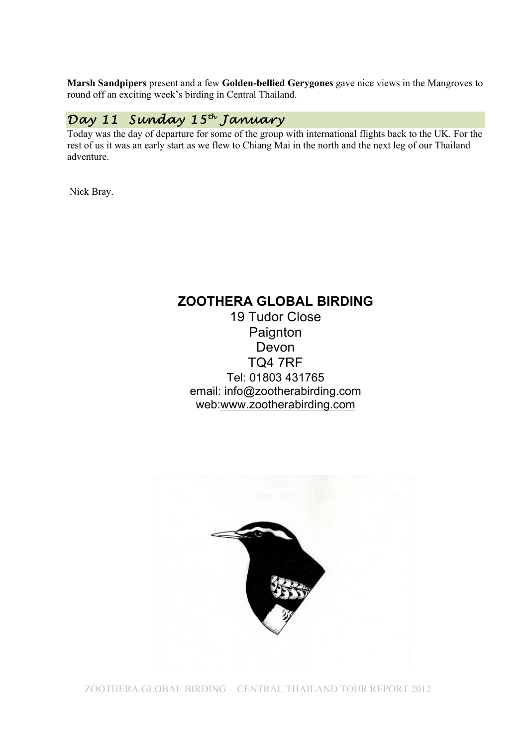**Marsh Sandpipers** present and a few **Golden-bellied Gerygones** gave nice views in the Mangroves to round off an exciting week's birding in Central Thailand.

## Day 11 Sunday 15th January

Today was the day of departure for some of the group with international flights back to the UK. For the rest of us it was an early start as we flew to Chiang Mai in the north and the next leg of our Thailand adventure.

Nick Bray.

**ZOOTHERA GLOBAL BIRDING**
19 Tudor Close
Paignton
Devon
TQ4 7RF
Tel: 01803 431765
email: info@zootherabirding.com
web:www.zootherabirding.com